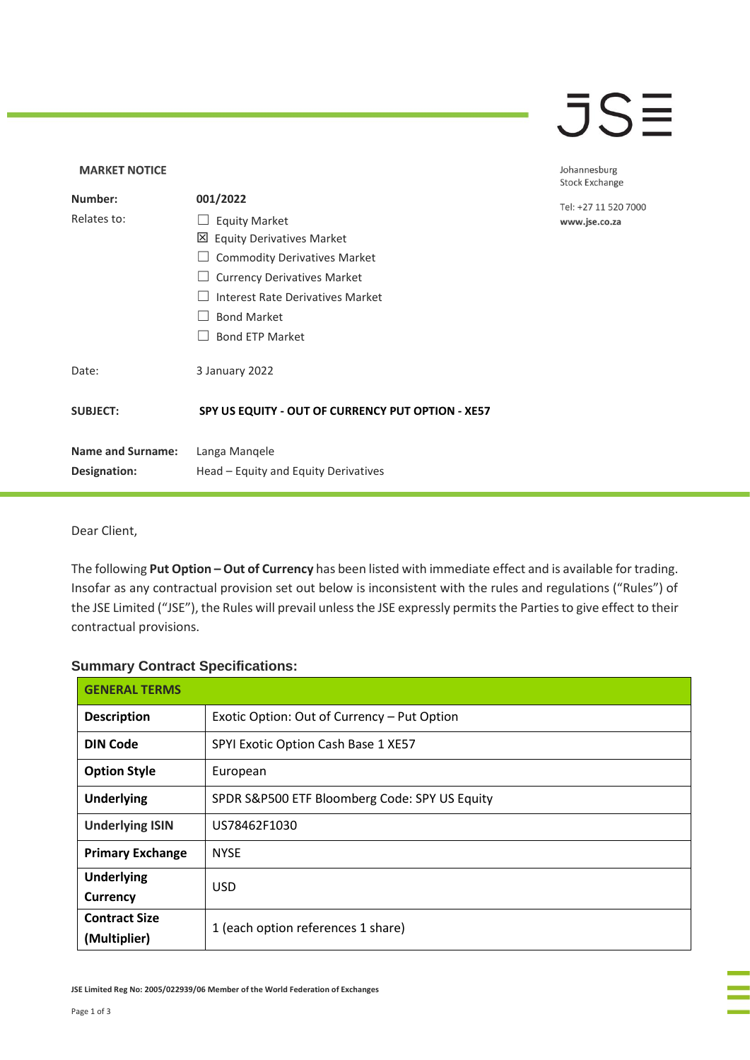JSE

Johannesburg Stock Exchange

Tel: +27 11 520 7000
**www.jse.co.za**

**MARKET NOTICE**

| | |
|---|---|
| **Number:** | **001/2022** |
| Relates to: | ☐ Equity Market<br>☒ Equity Derivatives Market<br>☐ Commodity Derivatives Market<br>☐ Currency Derivatives Market<br>☐ Interest Rate Derivatives Market<br>☐ Bond Market<br>☐ Bond ETP Market |
| Date: | 3 January 2022 |
| **SUBJECT:** | **SPY US EQUITY - OUT OF CURRENCY PUT OPTION - XE57** |
| **Name and Surname:** | Langa Manqele |
| **Designation:** | Head – Equity and Equity Derivatives |

Dear Client,

The following **Put Option – Out of Currency** has been listed with immediate effect and is available for trading. Insofar as any contractual provision set out below is inconsistent with the rules and regulations ("Rules") of the JSE Limited ("JSE"), the Rules will prevail unless the JSE expressly permits the Parties to give effect to their contractual provisions.

### Summary Contract Specifications:

| **GENERAL TERMS** | |
|---|---|
| **Description** | Exotic Option: Out of Currency – Put Option |
| **DIN Code** | SPYI Exotic Option Cash Base 1 XE57 |
| **Option Style** | European |
| **Underlying** | SPDR S&P500 ETF Bloomberg Code: SPY US Equity |
| **Underlying ISIN** | US78462F1030 |
| **Primary Exchange** | NYSE |
| **Underlying Currency** | USD |
| **Contract Size (Multiplier)** | 1 (each option references 1 share) |

JSE Limited Reg No: 2005/022939/06 Member of the World Federation of Exchanges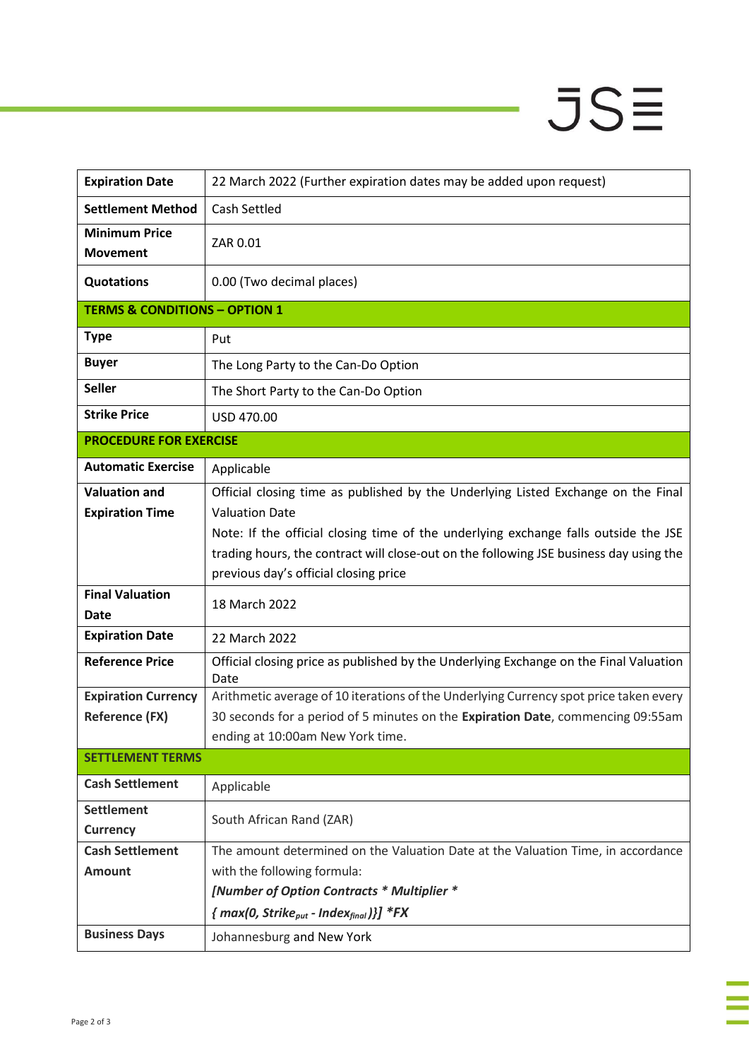| | |
|---|---|
| **Expiration Date** | 22 March 2022 (Further expiration dates may be added upon request) |
| **Settlement Method** | Cash Settled |
| **Minimum Price Movement** | ZAR 0.01 |
| **Quotations** | 0.00 (Two decimal places) |
| **TERMS & CONDITIONS – OPTION 1** | |
| **Type** | Put |
| **Buyer** | The Long Party to the Can-Do Option |
| **Seller** | The Short Party to the Can-Do Option |
| **Strike Price** | USD 470.00 |
| **PROCEDURE FOR EXERCISE** | |
| **Automatic Exercise** | Applicable |
| **Valuation and Expiration Time** | Official closing time as published by the Underlying Listed Exchange on the Final Valuation Date<br>Note: If the official closing time of the underlying exchange falls outside the JSE trading hours, the contract will close-out on the following JSE business day using the previous day's official closing price |
| **Final Valuation Date** | 18 March 2022 |
| **Expiration Date** | 22 March 2022 |
| **Reference Price** | Official closing price as published by the Underlying Exchange on the Final Valuation Date |
| **Expiration Currency Reference (FX)** | Arithmetic average of 10 iterations of the Underlying Currency spot price taken every 30 seconds for a period of 5 minutes on the **Expiration Date**, commencing 09:55am ending at 10:00am New York time. |
| **SETTLEMENT TERMS** | |
| **Cash Settlement** | Applicable |
| **Settlement Currency** | South African Rand (ZAR) |
| **Cash Settlement Amount** | The amount determined on the Valuation Date at the Valuation Time, in accordance with the following formula:<br>***[Number of Option Contracts * Multiplier * { max(0, $Strike_{put}$ - $Index_{final}$ )}] *FX*** |
| **Business Days** | Johannesburg and New York |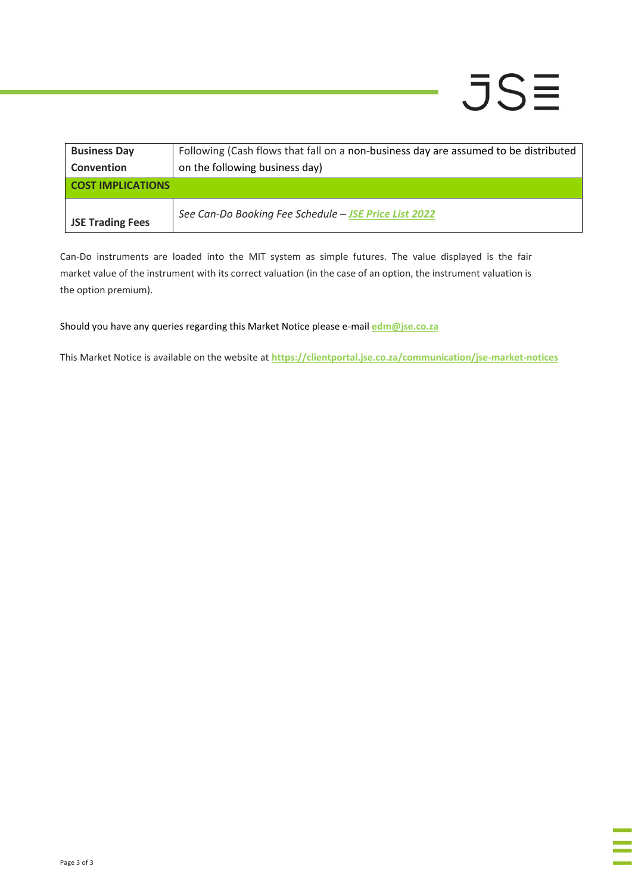| | |
|---|---|
| **Business Day Convention** | Following (Cash flows that fall on a non-business day are assumed to be distributed on the following business day) |
| **COST IMPLICATIONS** | |
| **JSE Trading Fees** | *See Can-Do Booking Fee Schedule – **JSE Price List 2022*** |

Can-Do instruments are loaded into the MIT system as simple futures. The value displayed is the fair market value of the instrument with its correct valuation (in the case of an option, the instrument valuation is the option premium).

Should you have any queries regarding this Market Notice please e-mail **edm@jse.co.za**

This Market Notice is available on the website at **https://clientportal.jse.co.za/communication/jse-market-notices**